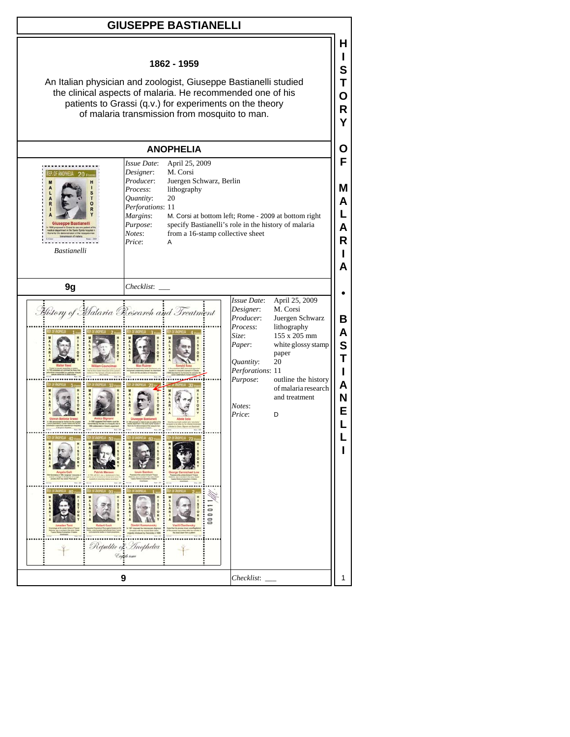# GIUSEPPE BASTIANELLI

**1862 - 1959**

An Italian physician and zoologist, Giuseppe Bastianelli studied the clinical aspects of malaria. He recommended one of his patients to Grassi (q.v.) for experiments on the theory of malaria transmission from mosquito to man.

## ANOPHELIA

*Bastianelli*

| | |
|---|---|
| *Issue Date*: | April 25, 2009 |
| *Designer*: | M. Corsi |
| *Producer*: | Juergen Schwarz, Berlin |
| *Process*: | lithography |
| *Quantity*: | 20 |
| *Perforations*: | 11 |
| *Margins*: | M. Corsi at bottom left; Rome - 2009 at bottom right |
| *Purpose*: | specify Bastianelli's role in the history of malaria |
| *Notes*: | from a 16-stamp collective sheet |
| *Price*: | A |

**9g** *Checklist*: ___

| | |
|---|---|
| *Issue Date*: | April 25, 2009 |
| *Designer*: | M. Corsi |
| *Producer*: | Juergen Schwarz |
| *Process*: | lithography |
| *Size*: | 155 x 205 mm |
| *Paper*: | white glossy stamp paper |
| *Quantity*: | 20 |
| *Perforations*: | 11 |
| *Purpose*: | outline the history of malaria research and treatment |
| *Notes*: | |
| *Price*: | D |

**9** *Checklist*: ___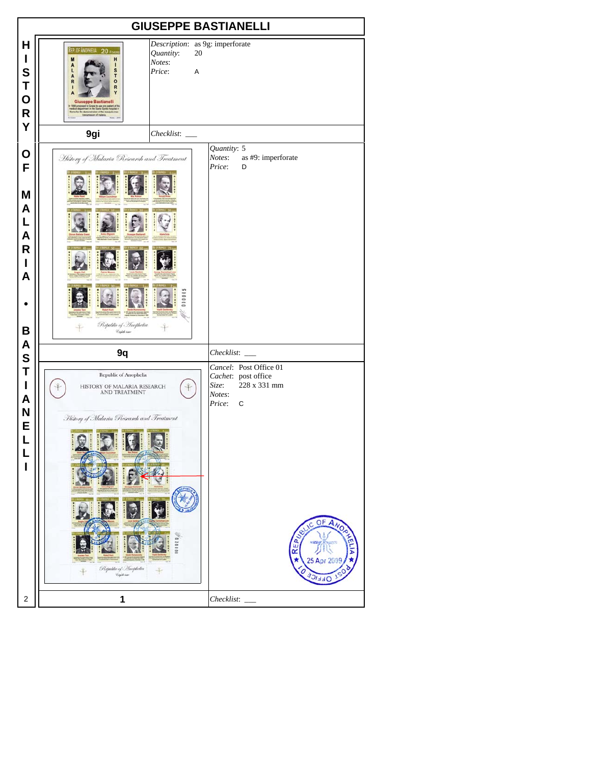# GIUSEPPE BASTIANELLI

HISTORY OF MALARIA • BASTIANELLI

| | |
|---|---|
| **9gi** | *Description*: as 9g: imperforate<br>*Quantity*: 20<br>*Notes*:<br>*Price*: A |
| | *Checklist*: ___ |
| **9q** | *Quantity*: 5<br>*Notes*: as #9: imperforate<br>*Price*: D |
| | *Checklist*: ___ |
| **1** | *Cancel*: Post Office 01<br>*Cachet*: post office<br>*Size*: 228 x 331 mm<br>*Notes*:<br>*Price*: C |
| | *Checklist*: ___ |